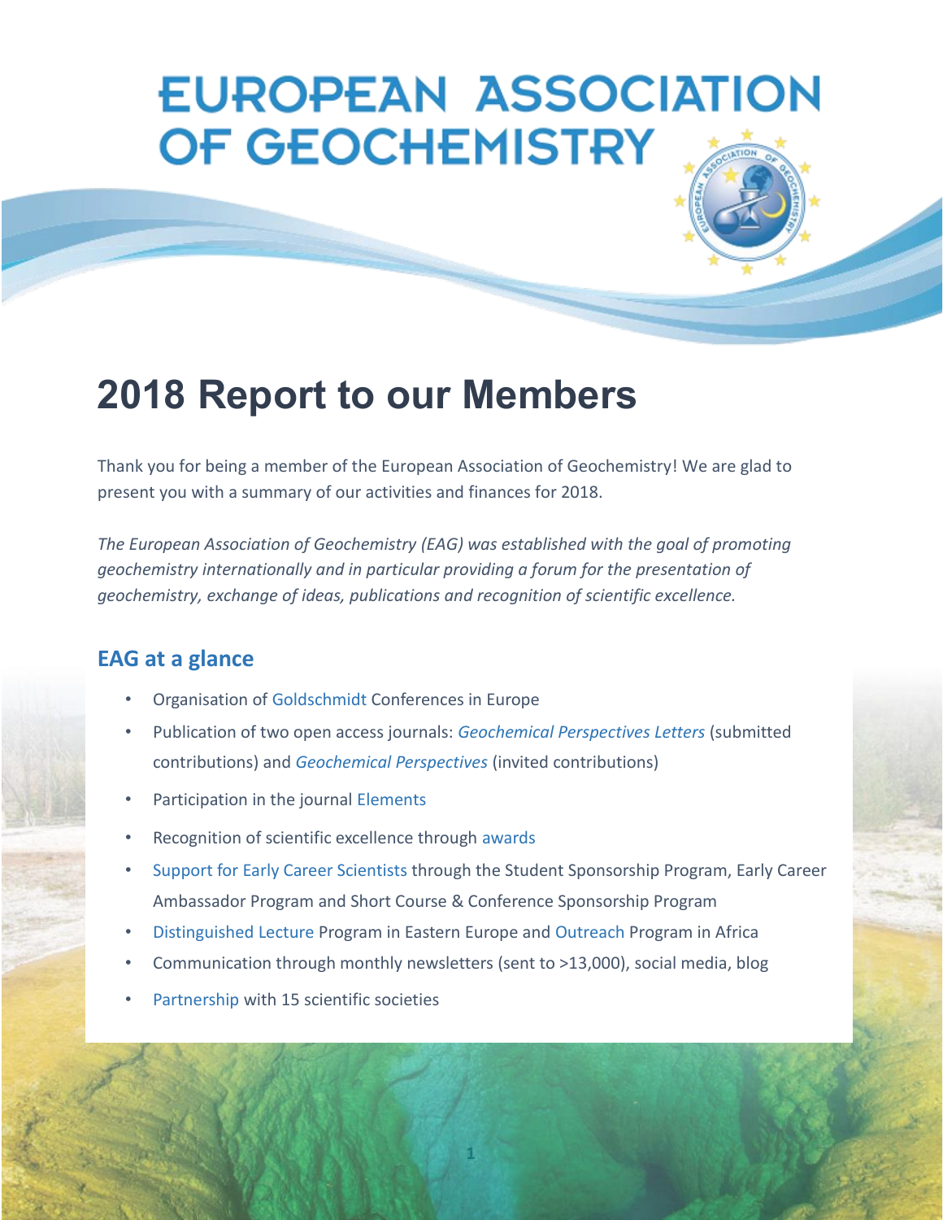# EUROPEAN ASSOCIATION OF GEOCHEMISTRY

## 2018 Report to our Members

Thank you for being a member of the European Association of Geochemistry! We are glad to present you with a summary of our activities and finances for 2018.

*The European Association of Geochemistry (EAG) was established with the goal of promoting geochemistry internationally and in particular providing a forum for the presentation of geochemistry, exchange of ideas, publications and recognition of scientific excellence.*

### EAG at a glance

- Organisation of Goldschmidt Conferences in Europe
- Publication of two open access journals: *Geochemical Perspectives Letters* (submitted contributions) and *Geochemical Perspectives* (invited contributions)
- Participation in the journal Elements
- Recognition of scientific excellence through awards
- Support for Early Career Scientists through the Student Sponsorship Program, Early Career Ambassador Program and Short Course & Conference Sponsorship Program
- Distinguished Lecture Program in Eastern Europe and Outreach Program in Africa
- Communication through monthly newsletters (sent to >13,000), social media, blog
- Partnership with 15 scientific societies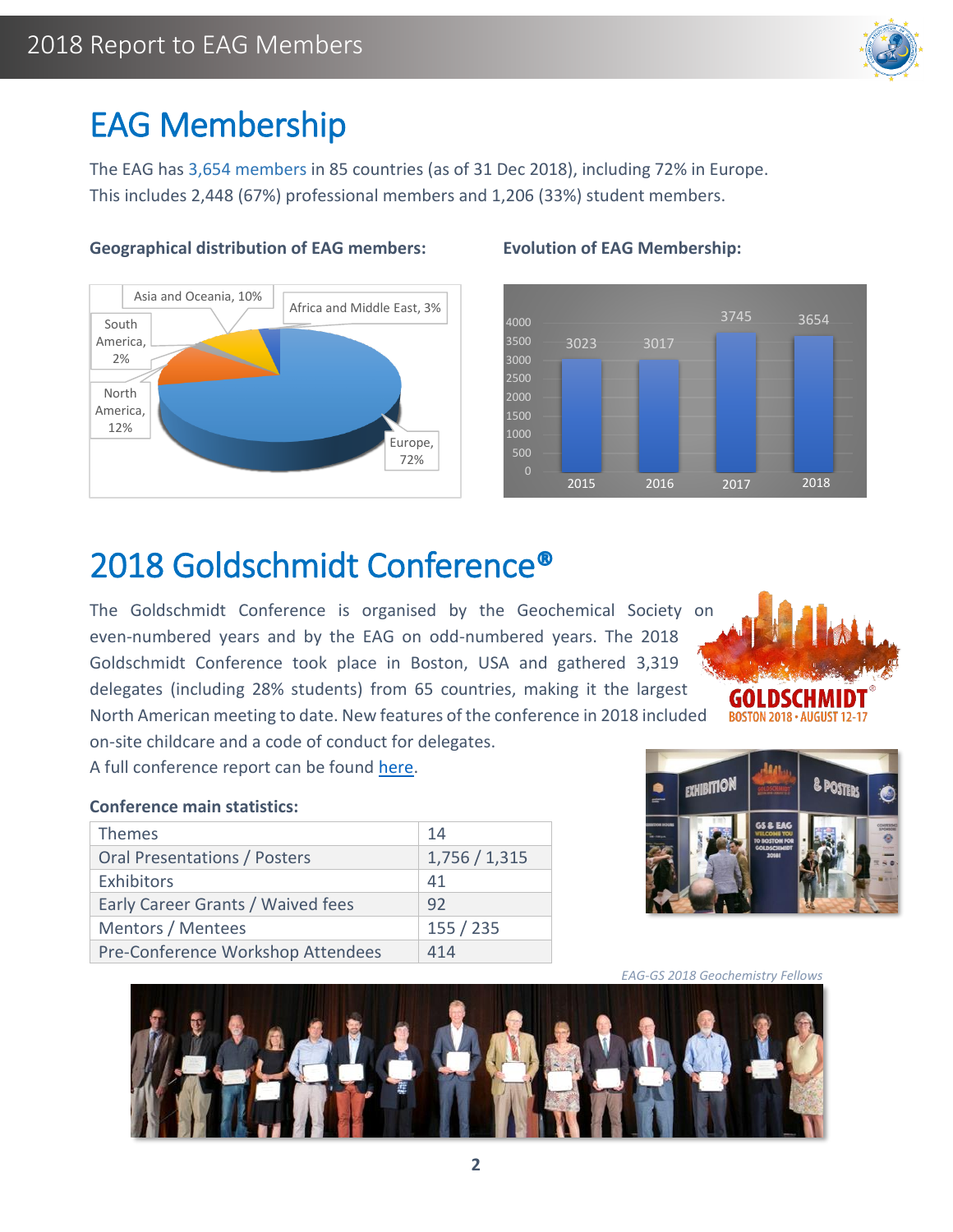# EAG Membership

The EAG has 3,654 members in 85 countries (as of 31 Dec 2018), including 72% in Europe. This includes 2,448 (67%) professional members and 1,206 (33%) student members.

**Geographical distribution of EAG members:**

**Evolution of EAG Membership:**

# 2018 Goldschmidt Conference®

The Goldschmidt Conference is organised by the Geochemical Society on even-numbered years and by the EAG on odd-numbered years. The 2018 Goldschmidt Conference took place in Boston, USA and gathered 3,319 delegates (including 28% students) from 65 countries, making it the largest North American meeting to date. New features of the conference in 2018 included on-site childcare and a code of conduct for delegates.

A full conference report can be found here.

**Conference main statistics:**

| | |
|---|---|
| Themes | 14 |
| Oral Presentations / Posters | 1,756 / 1,315 |
| Exhibitors | 41 |
| Early Career Grants / Waived fees | 92 |
| Mentors / Mentees | 155 / 235 |
| Pre-Conference Workshop Attendees | 414 |

*EAG-GS 2018 Geochemistry Fellows*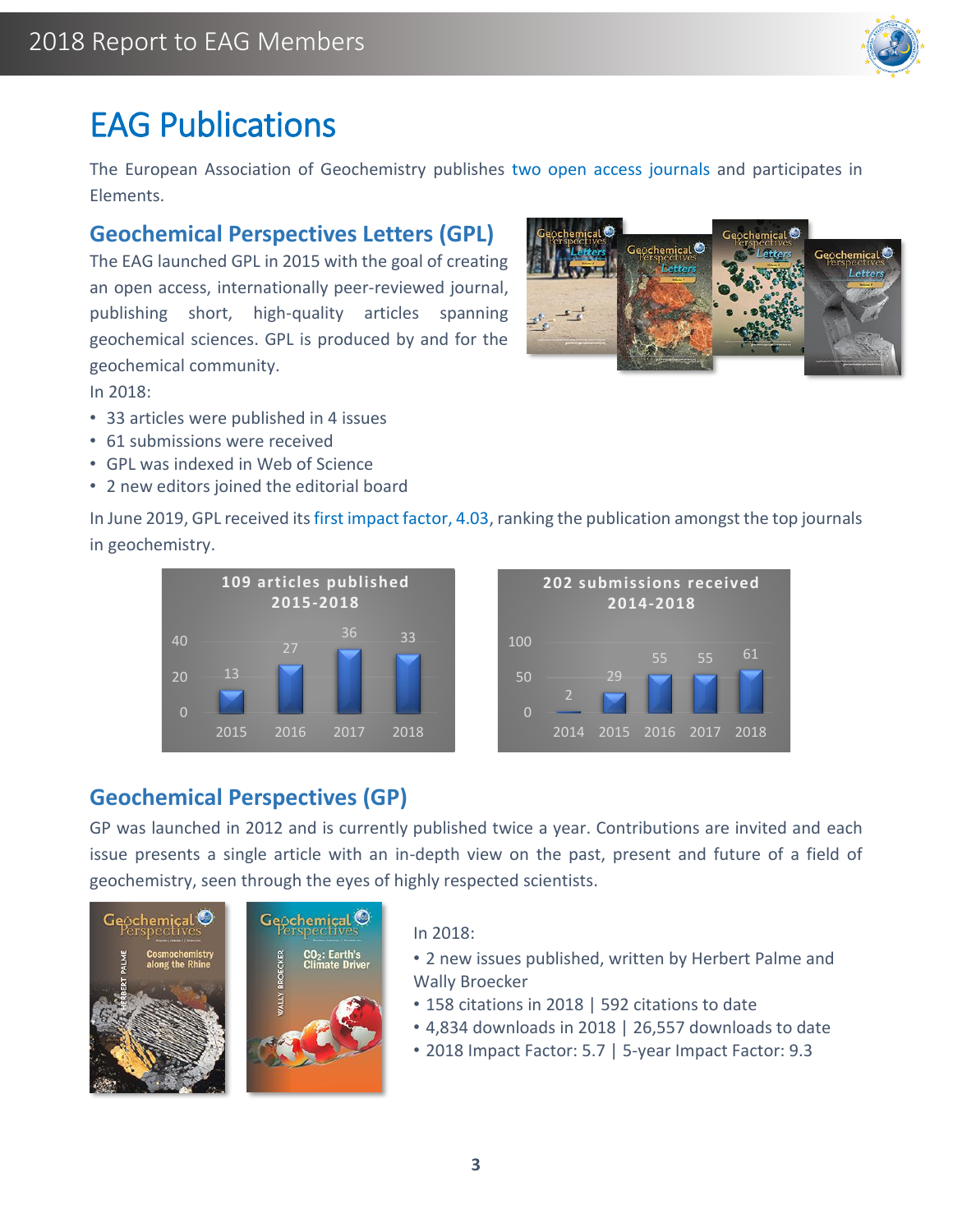# EAG Publications

The European Association of Geochemistry publishes two open access journals and participates in Elements.

## Geochemical Perspectives Letters (GPL)

The EAG launched GPL in 2015 with the goal of creating an open access, internationally peer-reviewed journal, publishing short, high-quality articles spanning geochemical sciences. GPL is produced by and for the geochemical community.

In 2018:

- 33 articles were published in 4 issues
- 61 submissions were received
- GPL was indexed in Web of Science
- 2 new editors joined the editorial board

In June 2019, GPL received its first impact factor, 4.03, ranking the publication amongst the top journals in geochemistry.

**109 articles published 2015-2018**

| Year | Articles |
|---|---|
| 2015 | 13 |
| 2016 | 27 |
| 2017 | 36 |
| 2018 | 33 |

**202 submissions received 2014-2018**

| Year | Submissions |
|---|---|
| 2014 | 2 |
| 2015 | 29 |
| 2016 | 55 |
| 2017 | 55 |
| 2018 | 61 |

## Geochemical Perspectives (GP)

GP was launched in 2012 and is currently published twice a year. Contributions are invited and each issue presents a single article with an in-depth view on the past, present and future of a field of geochemistry, seen through the eyes of highly respected scientists.

In 2018:

- 2 new issues published, written by Herbert Palme and Wally Broecker
- 158 citations in 2018 | 592 citations to date
- 4,834 downloads in 2018 | 26,557 downloads to date
- 2018 Impact Factor: 5.7 | 5-year Impact Factor: 9.3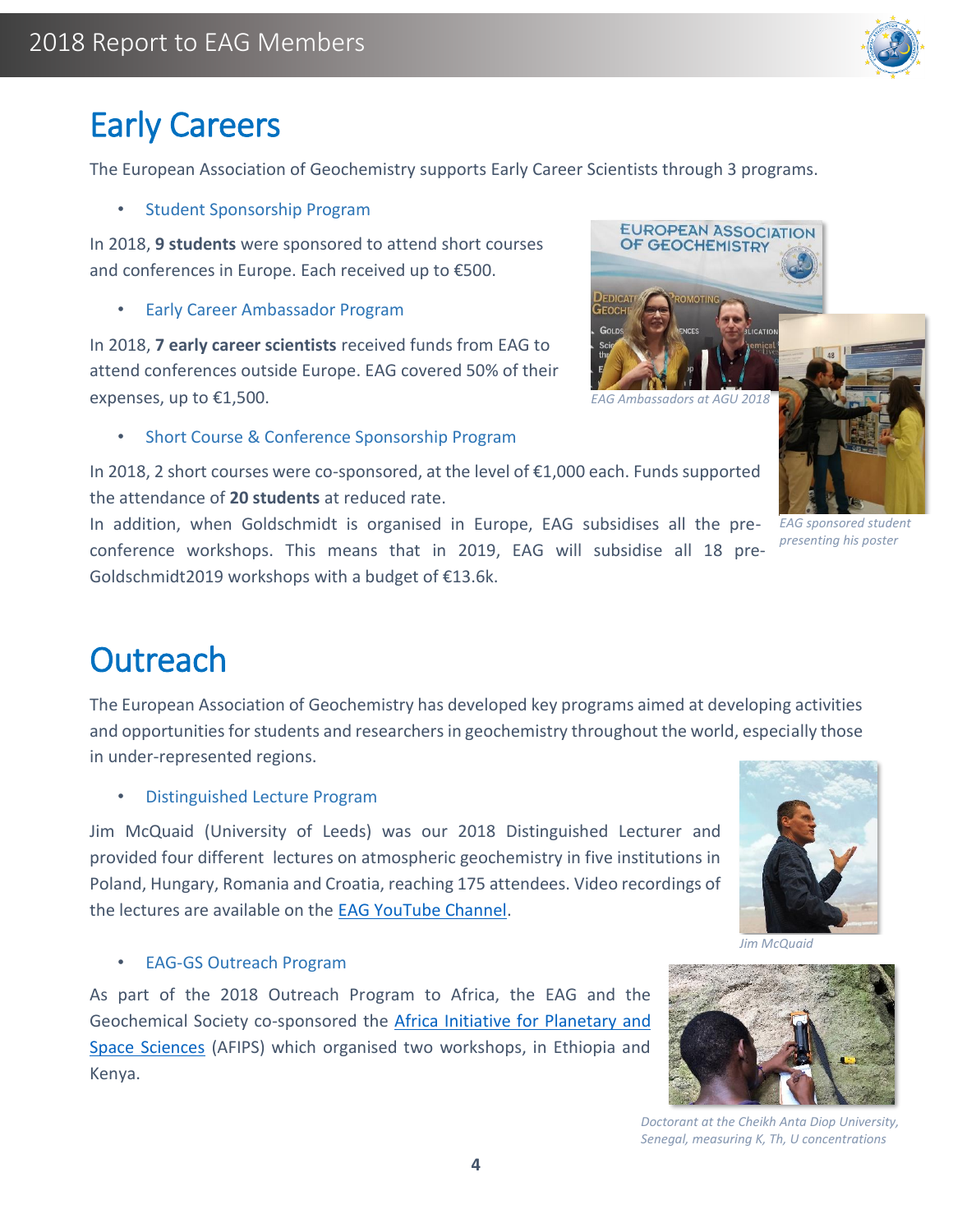# Early Careers

The European Association of Geochemistry supports Early Career Scientists through 3 programs.

- Student Sponsorship Program

In 2018, **9 students** were sponsored to attend short courses and conferences in Europe. Each received up to €500.

- Early Career Ambassador Program

In 2018, **7 early career scientists** received funds from EAG to attend conferences outside Europe. EAG covered 50% of their expenses, up to €1,500.

*EAG Ambassadors at AGU 2018*

- Short Course & Conference Sponsorship Program

In 2018, 2 short courses were co-sponsored, at the level of €1,000 each. Funds supported the attendance of **20 students** at reduced rate.

In addition, when Goldschmidt is organised in Europe, EAG subsidises all the pre-conference workshops. This means that in 2019, EAG will subsidise all 18 pre-Goldschmidt2019 workshops with a budget of €13.6k.

*EAG sponsored student presenting his poster*

# Outreach

The European Association of Geochemistry has developed key programs aimed at developing activities and opportunities for students and researchers in geochemistry throughout the world, especially those in under-represented regions.

- Distinguished Lecture Program

Jim McQuaid (University of Leeds) was our 2018 Distinguished Lecturer and provided four different lectures on atmospheric geochemistry in five institutions in Poland, Hungary, Romania and Croatia, reaching 175 attendees. Video recordings of the lectures are available on the EAG YouTube Channel.

*Jim McQuaid*

- EAG-GS Outreach Program

As part of the 2018 Outreach Program to Africa, the EAG and the Geochemical Society co-sponsored the Africa Initiative for Planetary and Space Sciences (AFIPS) which organised two workshops, in Ethiopia and Kenya.

*Doctorant at the Cheikh Anta Diop University, Senegal, measuring K, Th, U concentrations*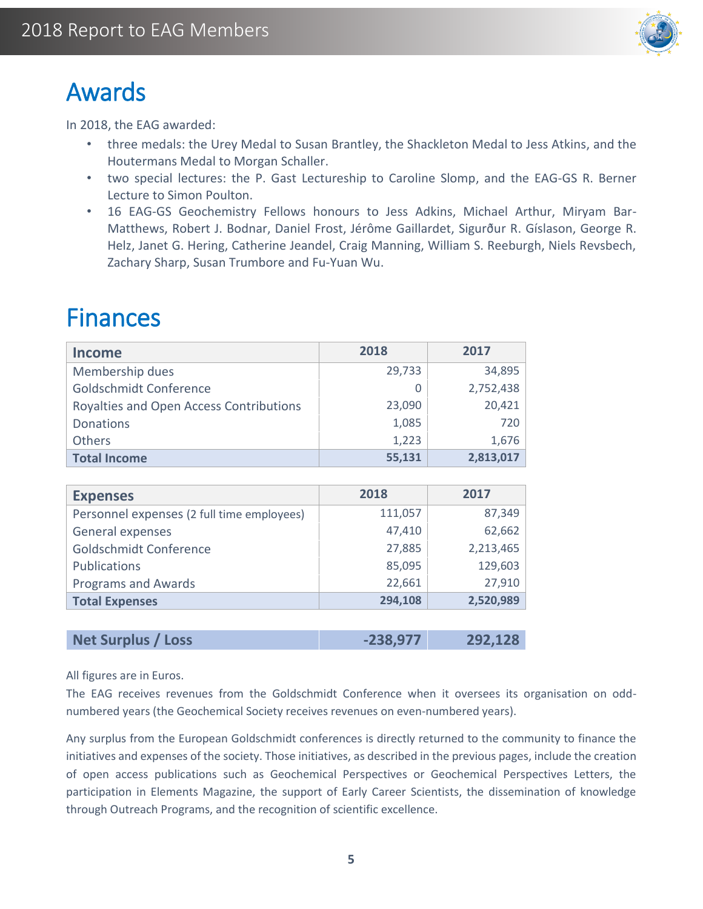# Awards

In 2018, the EAG awarded:

- three medals: the Urey Medal to Susan Brantley, the Shackleton Medal to Jess Atkins, and the Houtermans Medal to Morgan Schaller.
- two special lectures: the P. Gast Lectureship to Caroline Slomp, and the EAG-GS R. Berner Lecture to Simon Poulton.
- 16 EAG-GS Geochemistry Fellows honours to Jess Adkins, Michael Arthur, Miryam Bar-Matthews, Robert J. Bodnar, Daniel Frost, Jérôme Gaillardet, Sigurður R. Gíslason, George R. Helz, Janet G. Hering, Catherine Jeandel, Craig Manning, William S. Reeburgh, Niels Revsbech, Zachary Sharp, Susan Trumbore and Fu-Yuan Wu.

# Finances

| Income | 2018 | 2017 |
|---|---|---|
| Membership dues | 29,733 | 34,895 |
| Goldschmidt Conference | 0 | 2,752,438 |
| Royalties and Open Access Contributions | 23,090 | 20,421 |
| Donations | 1,085 | 720 |
| Others | 1,223 | 1,676 |
| **Total Income** | **55,131** | **2,813,017** |

| Expenses | 2018 | 2017 |
|---|---|---|
| Personnel expenses (2 full time employees) | 111,057 | 87,349 |
| General expenses | 47,410 | 62,662 |
| Goldschmidt Conference | 27,885 | 2,213,465 |
| Publications | 85,095 | 129,603 |
| Programs and Awards | 22,661 | 27,910 |
| **Total Expenses** | **294,108** | **2,520,989** |

| Net Surplus / Loss | -238,977 | 292,128 |
|---|---|---|

All figures are in Euros.

The EAG receives revenues from the Goldschmidt Conference when it oversees its organisation on odd-numbered years (the Geochemical Society receives revenues on even-numbered years).

Any surplus from the European Goldschmidt conferences is directly returned to the community to finance the initiatives and expenses of the society. Those initiatives, as described in the previous pages, include the creation of open access publications such as Geochemical Perspectives or Geochemical Perspectives Letters, the participation in Elements Magazine, the support of Early Career Scientists, the dissemination of knowledge through Outreach Programs, and the recognition of scientific excellence.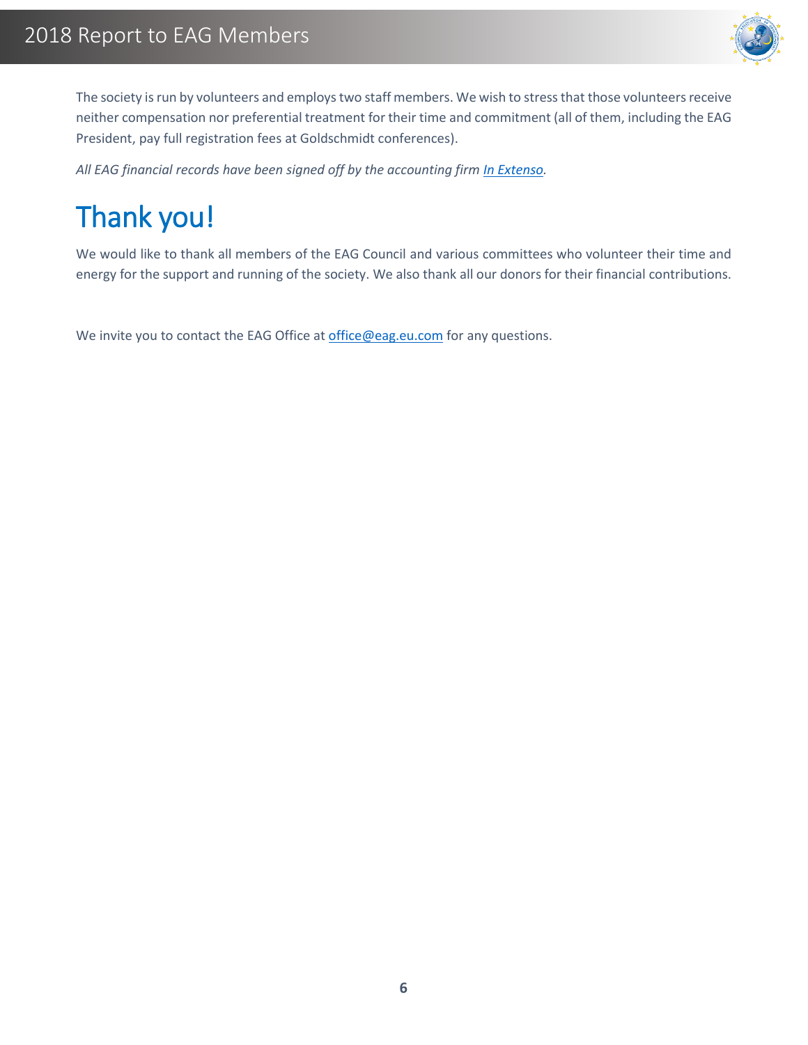The society is run by volunteers and employs two staff members. We wish to stress that those volunteers receive neither compensation nor preferential treatment for their time and commitment (all of them, including the EAG President, pay full registration fees at Goldschmidt conferences).

*All EAG financial records have been signed off by the accounting firm In Extenso.*

# Thank you!

We would like to thank all members of the EAG Council and various committees who volunteer their time and energy for the support and running of the society. We also thank all our donors for their financial contributions.

We invite you to contact the EAG Office at office@eag.eu.com for any questions.